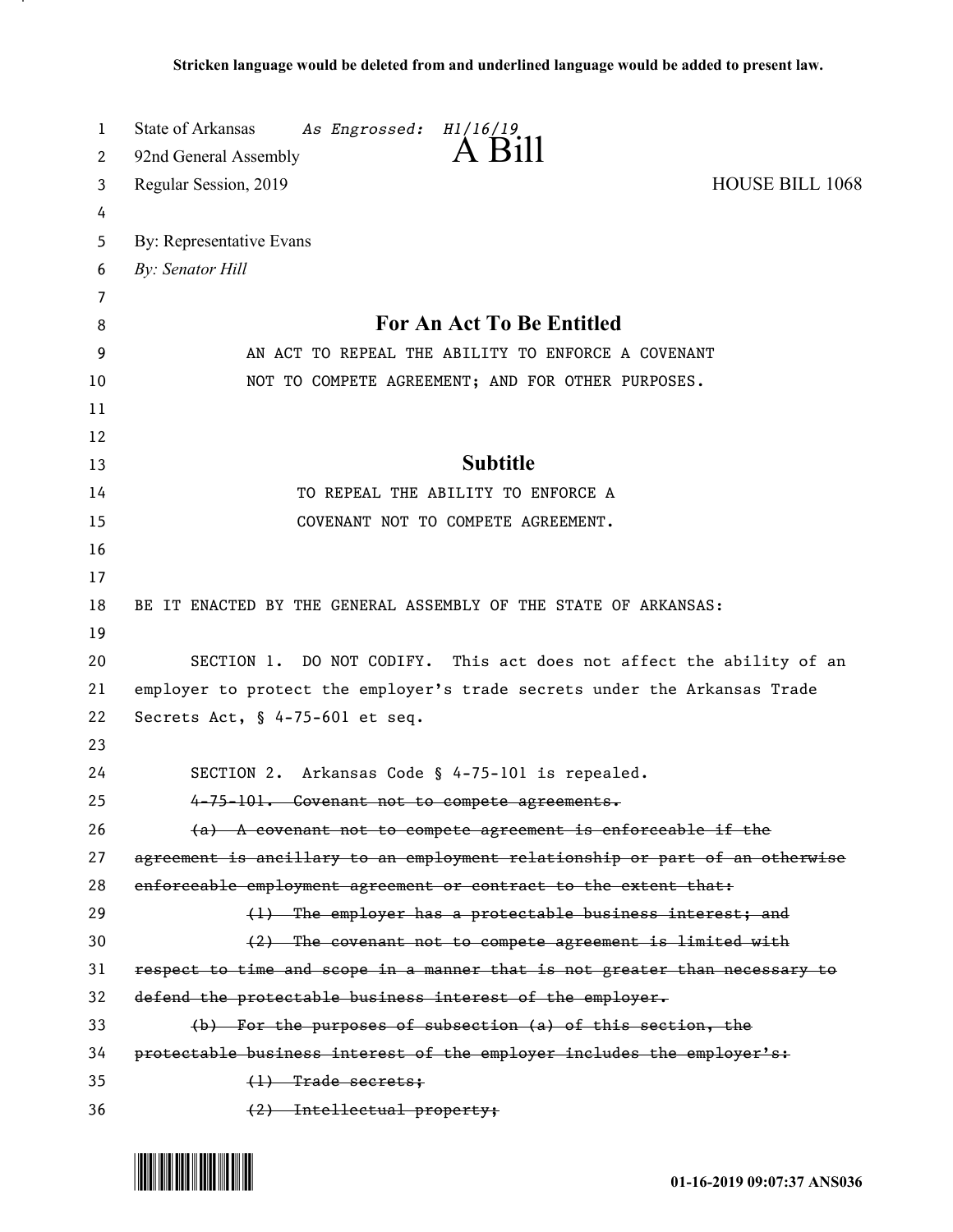**Stricken language would be deleted from and underlined language would be added to present law.**

State of Arkansas *As Engrossed: H1/16/19*

92nd General Assembly

# A Bill

Regular Session, 2019 HOUSE BILL 1068

By: Representative Evans

*By: Senator Hill*

## For An Act To Be Entitled

AN ACT TO REPEAL THE ABILITY TO ENFORCE A COVENANT NOT TO COMPETE AGREEMENT; AND FOR OTHER PURPOSES.

## Subtitle

TO REPEAL THE ABILITY TO ENFORCE A COVENANT NOT TO COMPETE AGREEMENT.

BE IT ENACTED BY THE GENERAL ASSEMBLY OF THE STATE OF ARKANSAS:

SECTION 1. DO NOT CODIFY. This act does not affect the ability of an employer to protect the employer's trade secrets under the Arkansas Trade Secrets Act, § 4-75-601 et seq.

SECTION 2. Arkansas Code § 4-75-101 is repealed.

~~4-75-101. Covenant not to compete agreements.~~

~~(a) A covenant not to compete agreement is enforceable if the agreement is ancillary to an employment relationship or part of an otherwise enforceable employment agreement or contract to the extent that:~~

~~(1) The employer has a protectable business interest; and~~

~~(2) The covenant not to compete agreement is limited with respect to time and scope in a manner that is not greater than necessary to defend the protectable business interest of the employer.~~

~~(b) For the purposes of subsection (a) of this section, the protectable business interest of the employer includes the employer's:~~

~~(1) Trade secrets;~~

~~(2) Intellectual property;~~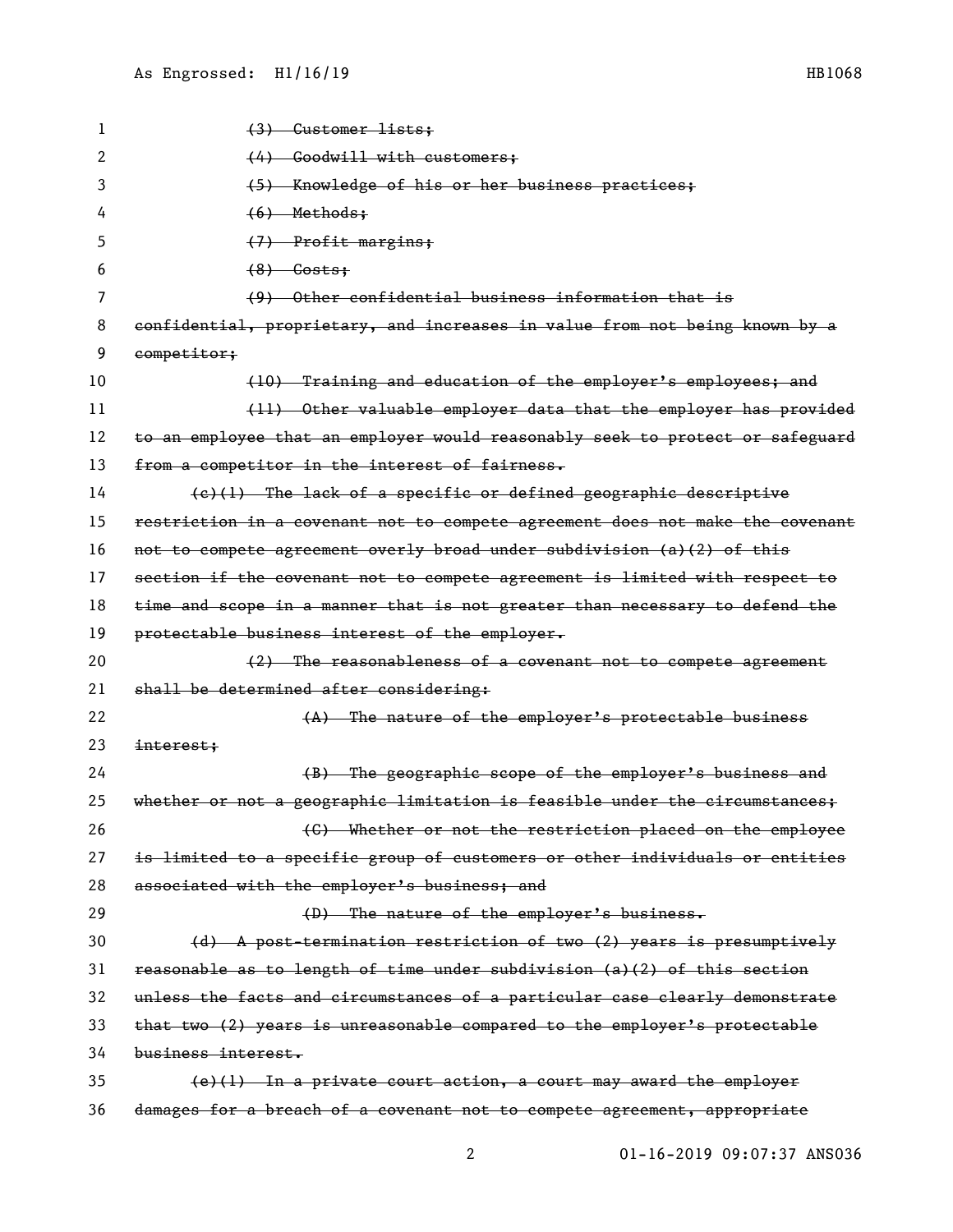~~(3) Customer lists;~~

~~(4) Goodwill with customers;~~

~~(5) Knowledge of his or her business practices;~~

~~(6) Methods;~~

~~(7) Profit margins;~~

~~(8) Costs;~~

~~(9) Other confidential business information that is confidential, proprietary, and increases in value from not being known by a competitor;~~

~~(10) Training and education of the employer's employees; and~~

~~(11) Other valuable employer data that the employer has provided to an employee that an employer would reasonably seek to protect or safeguard from a competitor in the interest of fairness.~~

~~(c)(1) The lack of a specific or defined geographic descriptive restriction in a covenant not to compete agreement does not make the covenant not to compete agreement overly broad under subdivision (a)(2) of this section if the covenant not to compete agreement is limited with respect to time and scope in a manner that is not greater than necessary to defend the protectable business interest of the employer.~~

~~(2) The reasonableness of a covenant not to compete agreement shall be determined after considering:~~

~~(A) The nature of the employer's protectable business interest;~~

~~(B) The geographic scope of the employer's business and whether or not a geographic limitation is feasible under the circumstances;~~

~~(C) Whether or not the restriction placed on the employee is limited to a specific group of customers or other individuals or entities associated with the employer's business; and~~

~~(D) The nature of the employer's business.~~

~~(d) A post-termination restriction of two (2) years is presumptively reasonable as to length of time under subdivision (a)(2) of this section unless the facts and circumstances of a particular case clearly demonstrate that two (2) years is unreasonable compared to the employer's protectable business interest.~~

~~(e)(1) In a private court action, a court may award the employer damages for a breach of a covenant not to compete agreement, appropriate~~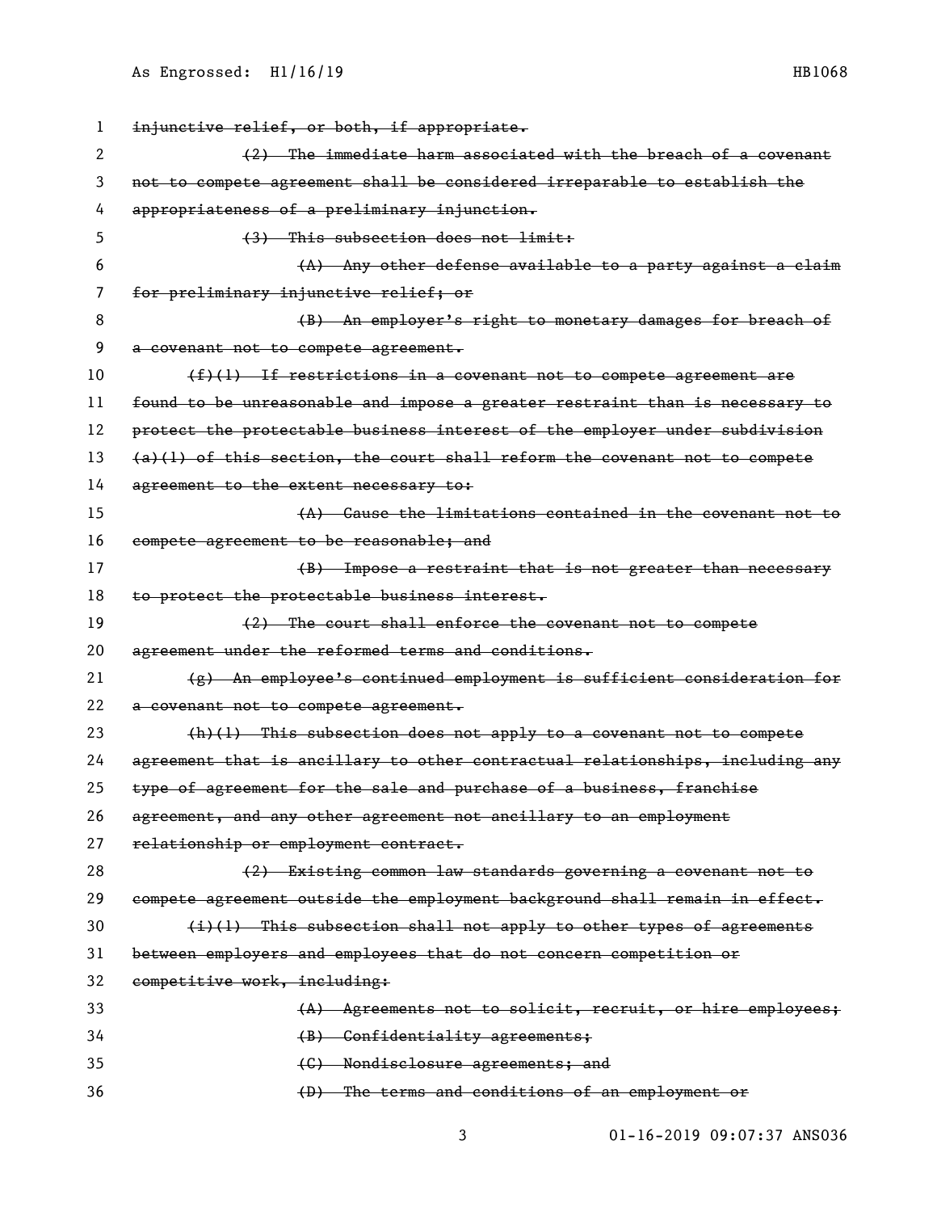~~injunctive relief, or both, if appropriate.~~

~~(2) The immediate harm associated with the breach of a covenant not to compete agreement shall be considered irreparable to establish the appropriateness of a preliminary injunction.~~

~~(3) This subsection does not limit:~~

~~(A) Any other defense available to a party against a claim for preliminary injunctive relief; or~~

~~(B) An employer's right to monetary damages for breach of a covenant not to compete agreement.~~

~~(f)(1) If restrictions in a covenant not to compete agreement are found to be unreasonable and impose a greater restraint than is necessary to protect the protectable business interest of the employer under subdivision (a)(1) of this section, the court shall reform the covenant not to compete agreement to the extent necessary to:~~

~~(A) Cause the limitations contained in the covenant not to compete agreement to be reasonable; and~~

~~(B) Impose a restraint that is not greater than necessary to protect the protectable business interest.~~

~~(2) The court shall enforce the covenant not to compete agreement under the reformed terms and conditions.~~

~~(g) An employee's continued employment is sufficient consideration for a covenant not to compete agreement.~~

~~(h)(1) This subsection does not apply to a covenant not to compete agreement that is ancillary to other contractual relationships, including any type of agreement for the sale and purchase of a business, franchise agreement, and any other agreement not ancillary to an employment relationship or employment contract.~~

~~(2) Existing common law standards governing a covenant not to compete agreement outside the employment background shall remain in effect.~~

~~(i)(1) This subsection shall not apply to other types of agreements between employers and employees that do not concern competition or competitive work, including:~~

~~(A) Agreements not to solicit, recruit, or hire employees;~~

~~(B) Confidentiality agreements;~~

~~(C) Nondisclosure agreements; and~~

~~(D) The terms and conditions of an employment or~~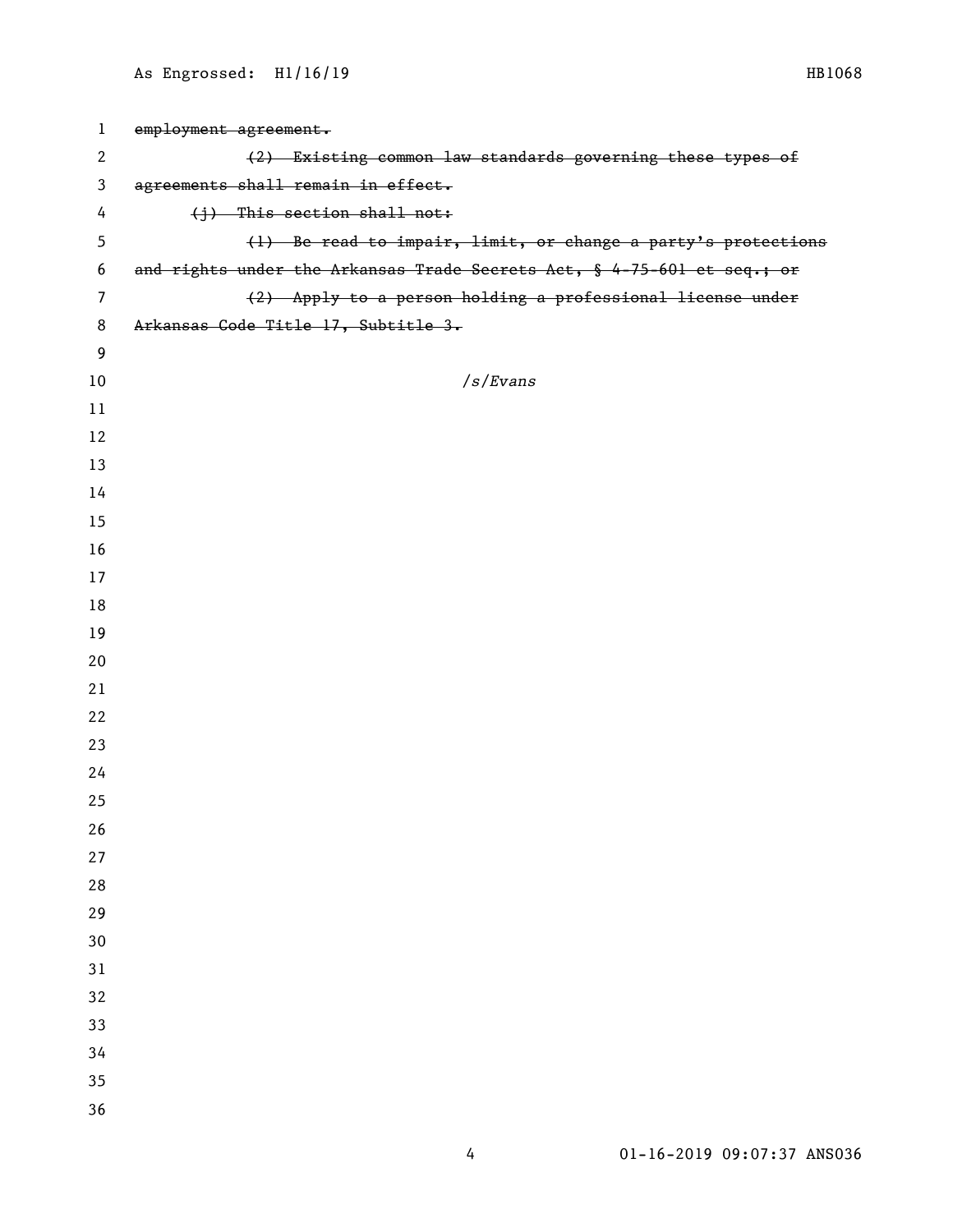~~employment agreement.~~

~~(2) Existing common law standards governing these types of agreements shall remain in effect.~~

~~(j) This section shall not:~~

~~(1) Be read to impair, limit, or change a party's protections and rights under the Arkansas Trade Secrets Act, § 4-75-601 et seq.; or~~

~~(2) Apply to a person holding a professional license under Arkansas Code Title 17, Subtitle 3.~~

*/s/Evans*